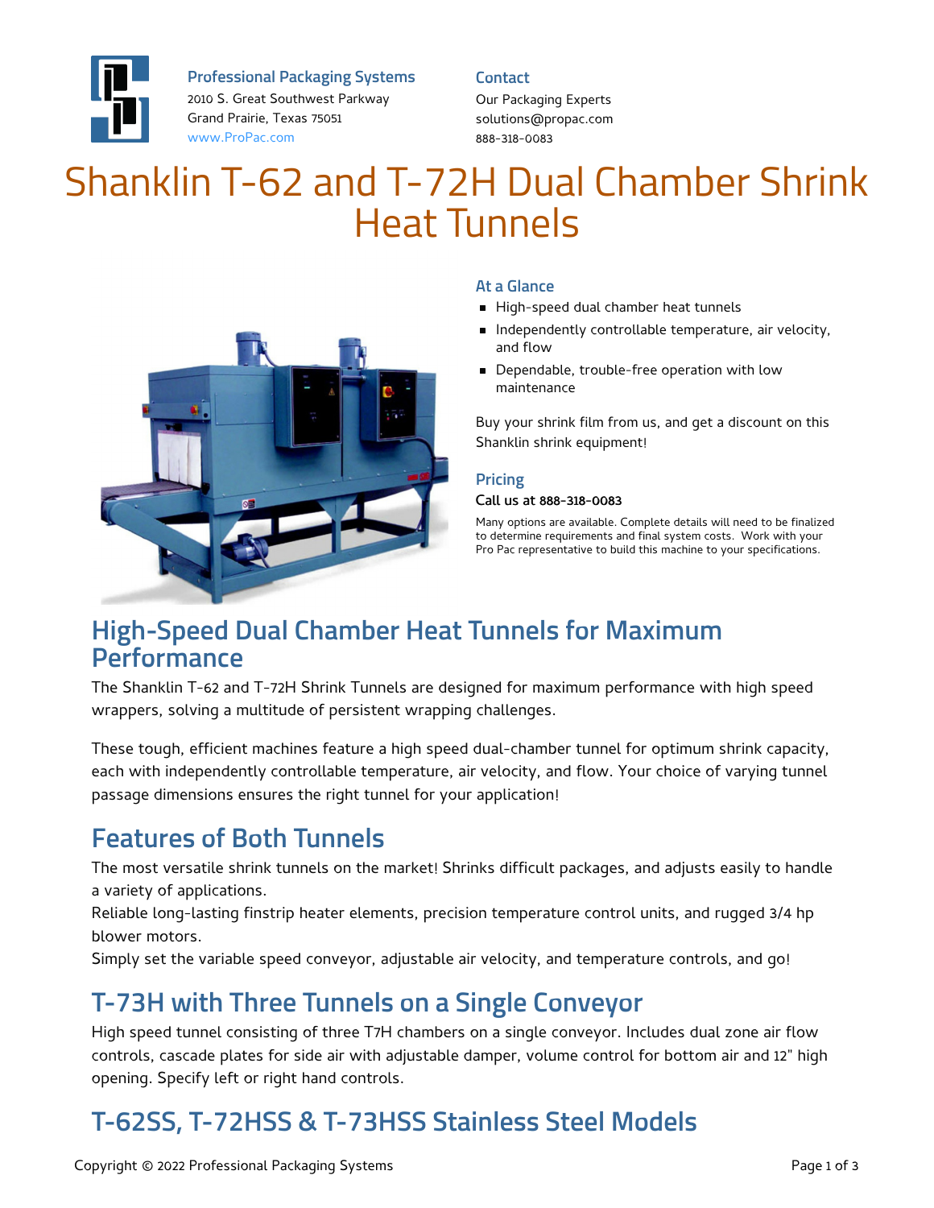**Professional Packaging Systems**
2010 S. Great Southwest Parkway
Grand Prairie, Texas 75051
www.ProPac.com

**Contact**
Our Packaging Experts
solutions@propac.com
888-318-0083

# Shanklin T-62 and T-72H Dual Chamber Shrink Heat Tunnels

### At a Glance

- High-speed dual chamber heat tunnels
- Independently controllable temperature, air velocity, and flow
- Dependable, trouble-free operation with low maintenance

Buy your shrink film from us, and get a discount on this Shanklin shrink equipment!

### Pricing

**Call us at 888-318-0083**

Many options are available. Complete details will need to be finalized to determine requirements and final system costs. Work with your Pro Pac representative to build this machine to your specifications.

## High-Speed Dual Chamber Heat Tunnels for Maximum Performance

The Shanklin T-62 and T-72H Shrink Tunnels are designed for maximum performance with high speed wrappers, solving a multitude of persistent wrapping challenges.

These tough, efficient machines feature a high speed dual-chamber tunnel for optimum shrink capacity, each with independently controllable temperature, air velocity, and flow. Your choice of varying tunnel passage dimensions ensures the right tunnel for your application!

## Features of Both Tunnels

The most versatile shrink tunnels on the market! Shrinks difficult packages, and adjusts easily to handle a variety of applications.

Reliable long-lasting finstrip heater elements, precision temperature control units, and rugged 3/4 hp blower motors.

Simply set the variable speed conveyor, adjustable air velocity, and temperature controls, and go!

## T-73H with Three Tunnels on a Single Conveyor

High speed tunnel consisting of three T7H chambers on a single conveyor. Includes dual zone air flow controls, cascade plates for side air with adjustable damper, volume control for bottom air and 12" high opening. Specify left or right hand controls.

## T-62SS, T-72HSS & T-73HSS Stainless Steel Models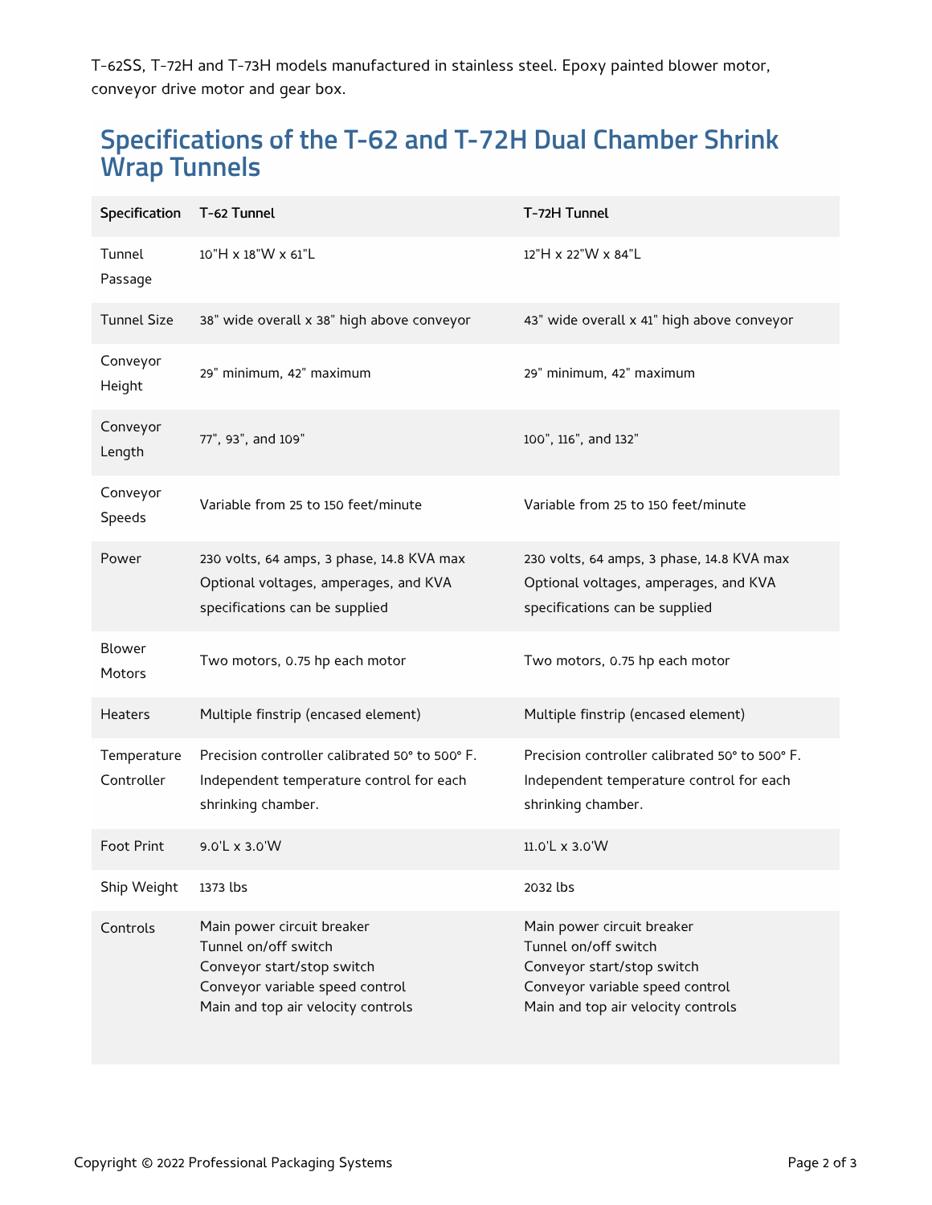T-62SS, T-72H and T-73H models manufactured in stainless steel. Epoxy painted blower motor, conveyor drive motor and gear box.

## Specifications of the T-62 and T-72H Dual Chamber Shrink Wrap Tunnels

| Specification | T-62 Tunnel | T-72H Tunnel |
| --- | --- | --- |
| Tunnel Passage | 10"H x 18"W x 61"L | 12"H x 22"W x 84"L |
| Tunnel Size | 38" wide overall x 38" high above conveyor | 43" wide overall x 41" high above conveyor |
| Conveyor Height | 29" minimum, 42" maximum | 29" minimum, 42" maximum |
| Conveyor Length | 77", 93", and 109" | 100", 116", and 132" |
| Conveyor Speeds | Variable from 25 to 150 feet/minute | Variable from 25 to 150 feet/minute |
| Power | 230 volts, 64 amps, 3 phase, 14.8 KVA max<br>Optional voltages, amperages, and KVA specifications can be supplied | 230 volts, 64 amps, 3 phase, 14.8 KVA max<br>Optional voltages, amperages, and KVA specifications can be supplied |
| Blower Motors | Two motors, 0.75 hp each motor | Two motors, 0.75 hp each motor |
| Heaters | Multiple finstrip (encased element) | Multiple finstrip (encased element) |
| Temperature Controller | Precision controller calibrated 50° to 500° F. Independent temperature control for each shrinking chamber. | Precision controller calibrated 50° to 500° F. Independent temperature control for each shrinking chamber. |
| Foot Print | 9.0'L x 3.0'W | 11.0'L x 3.0'W |
| Ship Weight | 1373 lbs | 2032 lbs |
| Controls | Main power circuit breaker<br>Tunnel on/off switch<br>Conveyor start/stop switch<br>Conveyor variable speed control<br>Main and top air velocity controls | Main power circuit breaker<br>Tunnel on/off switch<br>Conveyor start/stop switch<br>Conveyor variable speed control<br>Main and top air velocity controls |

Copyright © 2022 Professional Packaging Systems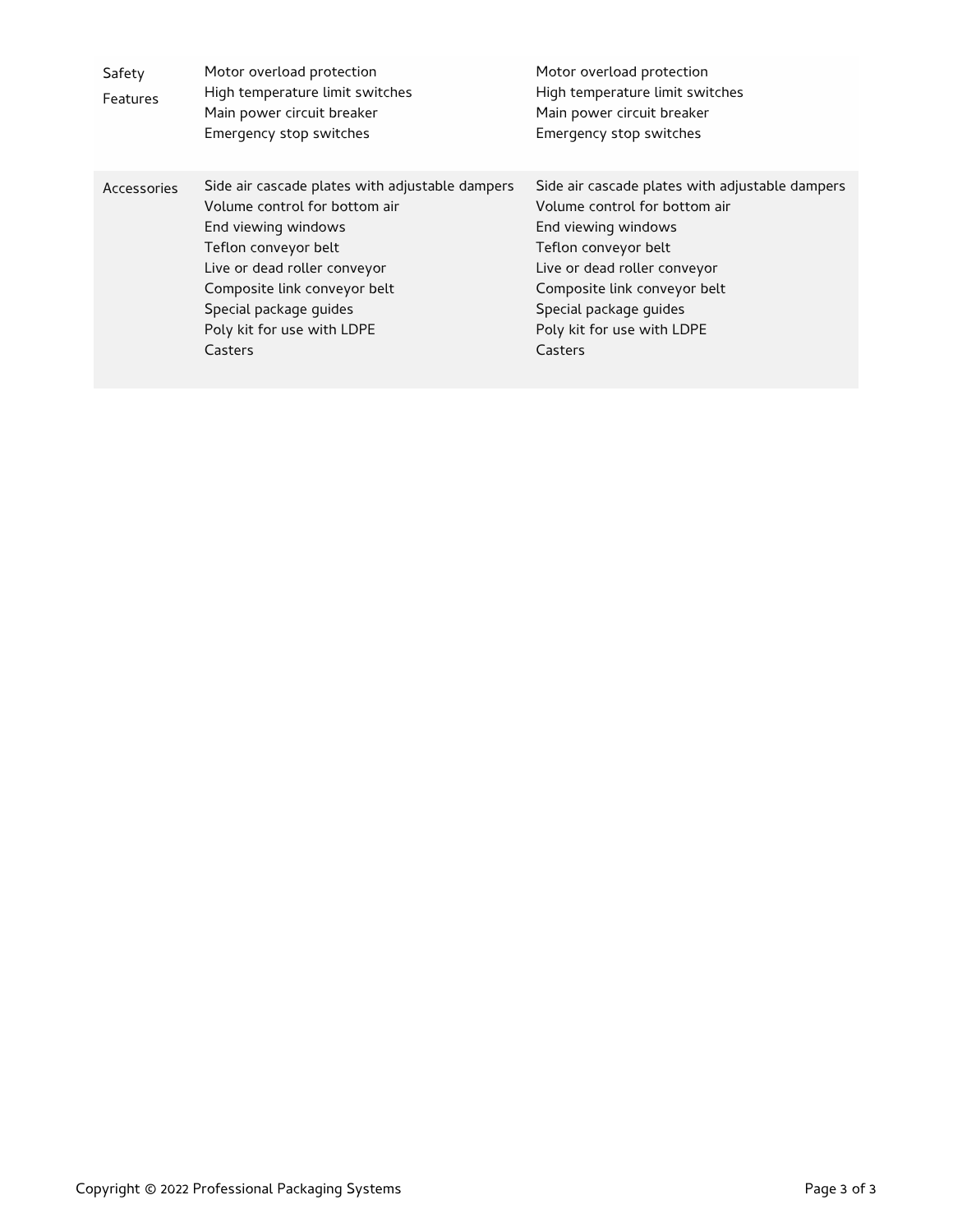| | | |
|---|---|---|
| Safety Features | Motor overload protection<br>High temperature limit switches<br>Main power circuit breaker<br>Emergency stop switches | Motor overload protection<br>High temperature limit switches<br>Main power circuit breaker<br>Emergency stop switches |
| Accessories | Side air cascade plates with adjustable dampers<br>Volume control for bottom air<br>End viewing windows<br>Teflon conveyor belt<br>Live or dead roller conveyor<br>Composite link conveyor belt<br>Special package guides<br>Poly kit for use with LDPE<br>Casters | Side air cascade plates with adjustable dampers<br>Volume control for bottom air<br>End viewing windows<br>Teflon conveyor belt<br>Live or dead roller conveyor<br>Composite link conveyor belt<br>Special package guides<br>Poly kit for use with LDPE<br>Casters |

Copyright © 2022 Professional Packaging Systems